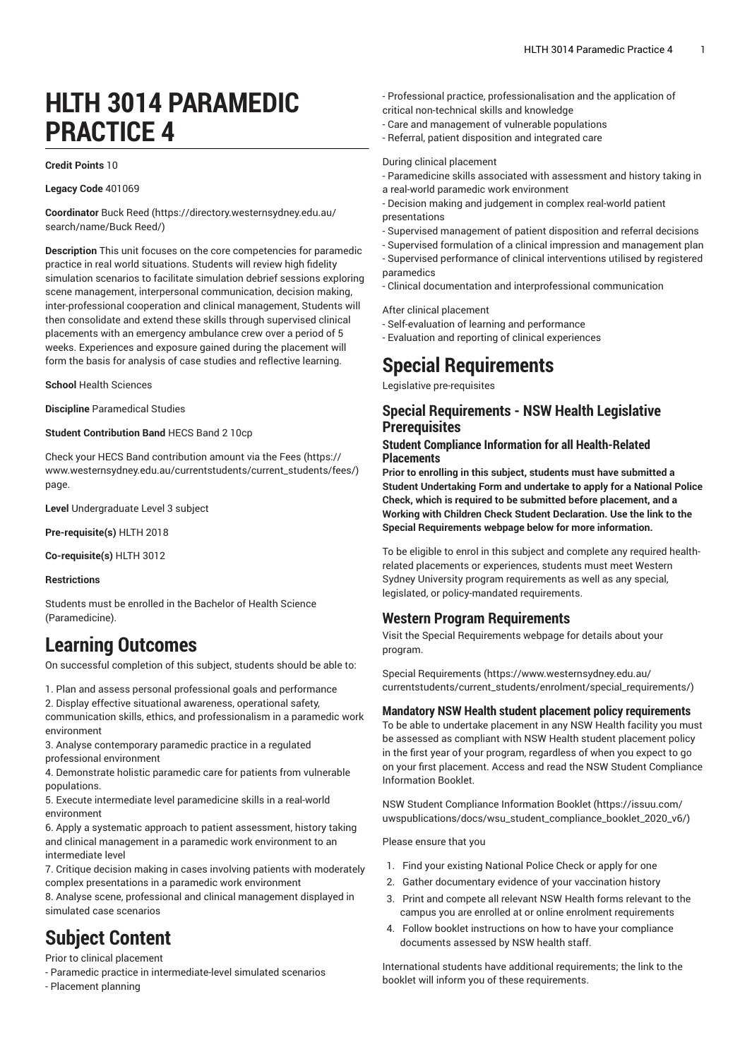# HLTH 3014 PARAMEDIC PRACTICE 4

**Credit Points** 10

**Legacy Code** 401069

**Coordinator** Buck Reed (https://directory.westernsydney.edu.au/search/name/Buck Reed/)

**Description** This unit focuses on the core competencies for paramedic practice in real world situations. Students will review high fidelity simulation scenarios to facilitate simulation debrief sessions exploring scene management, interpersonal communication, decision making, inter-professional cooperation and clinical management, Students will then consolidate and extend these skills through supervised clinical placements with an emergency ambulance crew over a period of 5 weeks. Experiences and exposure gained during the placement will form the basis for analysis of case studies and reflective learning.

**School** Health Sciences

**Discipline** Paramedical Studies

**Student Contribution Band** HECS Band 2 10cp

Check your HECS Band contribution amount via the Fees (https://www.westernsydney.edu.au/currentstudents/current_students/fees/) page.

**Level** Undergraduate Level 3 subject

**Pre-requisite(s)** HLTH 2018

**Co-requisite(s)** HLTH 3012

**Restrictions**

Students must be enrolled in the Bachelor of Health Science (Paramedicine).

# Learning Outcomes

On successful completion of this subject, students should be able to:

1. Plan and assess personal professional goals and performance
2. Display effective situational awareness, operational safety, communication skills, ethics, and professionalism in a paramedic work environment
3. Analyse contemporary paramedic practice in a regulated professional environment
4. Demonstrate holistic paramedic care for patients from vulnerable populations.
5. Execute intermediate level paramedicine skills in a real-world environment
6. Apply a systematic approach to patient assessment, history taking and clinical management in a paramedic work environment to an intermediate level
7. Critique decision making in cases involving patients with moderately complex presentations in a paramedic work environment
8. Analyse scene, professional and clinical management displayed in simulated case scenarios

# Subject Content

Prior to clinical placement
- Paramedic practice in intermediate-level simulated scenarios
- Placement planning
- Professional practice, professionalisation and the application of critical non-technical skills and knowledge
- Care and management of vulnerable populations
- Referral, patient disposition and integrated care

During clinical placement
- Paramedicine skills associated with assessment and history taking in a real-world paramedic work environment
- Decision making and judgement in complex real-world patient presentations
- Supervised management of patient disposition and referral decisions
- Supervised formulation of a clinical impression and management plan
- Supervised performance of clinical interventions utilised by registered paramedics
- Clinical documentation and interprofessional communication

After clinical placement
- Self-evaluation of learning and performance
- Evaluation and reporting of clinical experiences

# Special Requirements

Legislative pre-requisites

## Special Requirements - NSW Health Legislative Prerequisites

### Student Compliance Information for all Health-Related Placements

**Prior to enrolling in this subject, students must have submitted a Student Undertaking Form and undertake to apply for a National Police Check, which is required to be submitted before placement, and a Working with Children Check Student Declaration. Use the link to the Special Requirements webpage below for more information.**

To be eligible to enrol in this subject and complete any required health-related placements or experiences, students must meet Western Sydney University program requirements as well as any special, legislated, or policy-mandated requirements.

## Western Program Requirements

Visit the Special Requirements webpage for details about your program.

Special Requirements (https://www.westernsydney.edu.au/currentstudents/current_students/enrolment/special_requirements/)

### Mandatory NSW Health student placement policy requirements

To be able to undertake placement in any NSW Health facility you must be assessed as compliant with NSW Health student placement policy in the first year of your program, regardless of when you expect to go on your first placement. Access and read the NSW Student Compliance Information Booklet.

NSW Student Compliance Information Booklet (https://issuu.com/uwspublications/docs/wsu_student_compliance_booklet_2020_v6/)

Please ensure that you

1. Find your existing National Police Check or apply for one
2. Gather documentary evidence of your vaccination history
3. Print and compete all relevant NSW Health forms relevant to the campus you are enrolled at or online enrolment requirements
4. Follow booklet instructions on how to have your compliance documents assessed by NSW health staff.

International students have additional requirements; the link to the booklet will inform you of these requirements.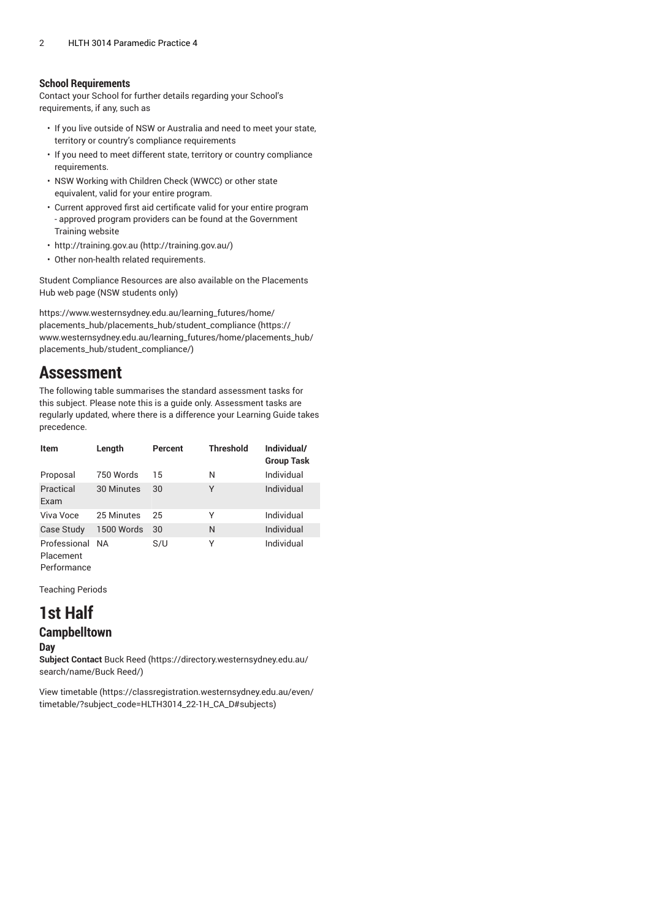### School Requirements

Contact your School for further details regarding your School's requirements, if any, such as

- If you live outside of NSW or Australia and need to meet your state, territory or country's compliance requirements
- If you need to meet different state, territory or country compliance requirements.
- NSW Working with Children Check (WWCC) or other state equivalent, valid for your entire program.
- Current approved first aid certificate valid for your entire program - approved program providers can be found at the Government Training website
- http://training.gov.au (http://training.gov.au/)
- Other non-health related requirements.

Student Compliance Resources are also available on the Placements Hub web page (NSW students only)

https://www.westernsydney.edu.au/learning_futures/home/placements_hub/placements_hub/student_compliance (https://www.westernsydney.edu.au/learning_futures/home/placements_hub/placements_hub/student_compliance/)

# Assessment

The following table summarises the standard assessment tasks for this subject. Please note this is a guide only. Assessment tasks are regularly updated, where there is a difference your Learning Guide takes precedence.

| Item | Length | Percent | Threshold | Individual/ Group Task |
|---|---|---|---|---|
| Proposal | 750 Words | 15 | N | Individual |
| Practical Exam | 30 Minutes | 30 | Y | Individual |
| Viva Voce | 25 Minutes | 25 | Y | Individual |
| Case Study | 1500 Words | 30 | N | Individual |
| Professional Placement Performance | NA | S/U | Y | Individual |

Teaching Periods

# 1st Half

## Campbelltown

### Day

**Subject Contact** Buck Reed (https://directory.westernsydney.edu.au/search/name/Buck Reed/)

View timetable (https://classregistration.westernsydney.edu.au/even/timetable/?subject_code=HLTH3014_22-1H_CA_D#subjects)